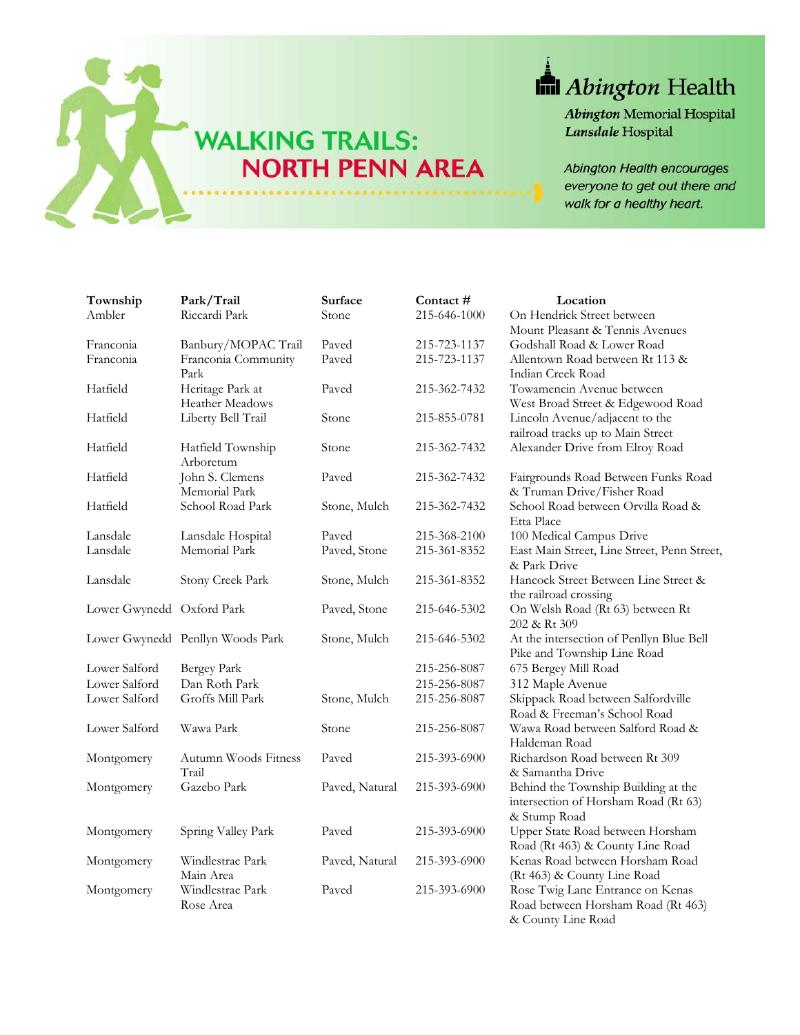# WALKING TRAILS: NORTH PENN AREA

**Abington Health**

*Abington* Memorial Hospital
*Lansdale* Hospital

*Abington Health encourages everyone to get out there and walk for a healthy heart.*

| Township | Park/Trail | Surface | Contact # | Location |
|---|---|---|---|---|
| Ambler | Riccardi Park | Stone | 215-646-1000 | On Hendrick Street between Mount Pleasant & Tennis Avenues |
| Franconia | Banbury/MOPAC Trail | Paved | 215-723-1137 | Godshall Road & Lower Road |
| Franconia | Franconia Community Park | Paved | 215-723-1137 | Allentown Road between Rt 113 & Indian Creek Road |
| Hatfield | Heritage Park at Heather Meadows | Paved | 215-362-7432 | Towamencin Avenue between West Broad Street & Edgewood Road |
| Hatfield | Liberty Bell Trail | Stone | 215-855-0781 | Lincoln Avenue/adjacent to the railroad tracks up to Main Street |
| Hatfield | Hatfield Township Arboretum | Stone | 215-362-7432 | Alexander Drive from Elroy Road |
| Hatfield | John S. Clemens Memorial Park | Paved | 215-362-7432 | Fairgrounds Road Between Funks Road & Truman Drive/Fisher Road |
| Hatfield | School Road Park | Stone, Mulch | 215-362-7432 | School Road between Orvilla Road & Etta Place |
| Lansdale | Lansdale Hospital | Paved | 215-368-2100 | 100 Medical Campus Drive |
| Lansdale | Memorial Park | Paved, Stone | 215-361-8352 | East Main Street, Line Street, Penn Street, & Park Drive |
| Lansdale | Stony Creek Park | Stone, Mulch | 215-361-8352 | Hancock Street Between Line Street & the railroad crossing |
| Lower Gwynedd | Oxford Park | Paved, Stone | 215-646-5302 | On Welsh Road (Rt 63) between Rt 202 & Rt 309 |
| Lower Gwynedd | Penllyn Woods Park | Stone, Mulch | 215-646-5302 | At the intersection of Penllyn Blue Bell Pike and Township Line Road |
| Lower Salford | Bergey Park | | 215-256-8087 | 675 Bergey Mill Road |
| Lower Salford | Dan Roth Park | | 215-256-8087 | 312 Maple Avenue |
| Lower Salford | Groffs Mill Park | Stone, Mulch | 215-256-8087 | Skippack Road between Salfordville Road & Freeman's School Road |
| Lower Salford | Wawa Park | Stone | 215-256-8087 | Wawa Road between Salford Road & Haldeman Road |
| Montgomery | Autumn Woods Fitness Trail | Paved | 215-393-6900 | Richardson Road between Rt 309 & Samantha Drive |
| Montgomery | Gazebo Park | Paved, Natural | 215-393-6900 | Behind the Township Building at the intersection of Horsham Road (Rt 63) & Stump Road |
| Montgomery | Spring Valley Park | Paved | 215-393-6900 | Upper State Road between Horsham Road (Rt 463) & County Line Road |
| Montgomery | Windlestrae Park Main Area | Paved, Natural | 215-393-6900 | Kenas Road between Horsham Road (Rt 463) & County Line Road |
| Montgomery | Windlestrae Park Rose Area | Paved | 215-393-6900 | Rose Twig Lane Entrance on Kenas Road between Horsham Road (Rt 463) & County Line Road |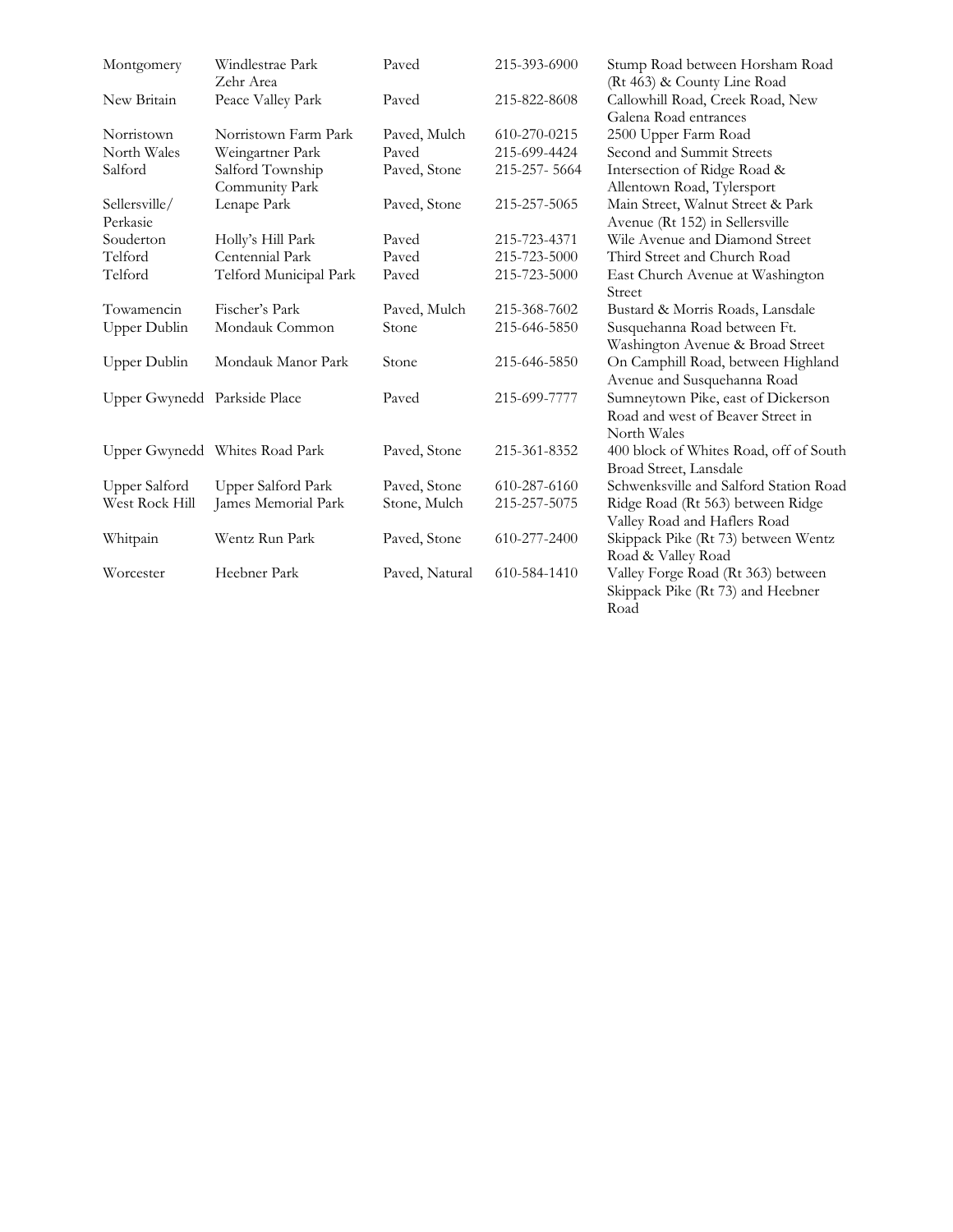| | | | | |
|---|---|---|---|---|
| Montgomery | Windlestrae Park Zehr Area | Paved | 215-393-6900 | Stump Road between Horsham Road (Rt 463) & County Line Road |
| New Britain | Peace Valley Park | Paved | 215-822-8608 | Callowhill Road, Creek Road, New Galena Road entrances |
| Norristown | Norristown Farm Park | Paved, Mulch | 610-270-0215 | 2500 Upper Farm Road |
| North Wales | Weingartner Park | Paved | 215-699-4424 | Second and Summit Streets |
| Salford | Salford Township Community Park | Paved, Stone | 215-257- 5664 | Intersection of Ridge Road & Allentown Road, Tylersport |
| Sellersville/ Perkasie | Lenape Park | Paved, Stone | 215-257-5065 | Main Street, Walnut Street & Park Avenue (Rt 152) in Sellersville |
| Souderton | Holly's Hill Park | Paved | 215-723-4371 | Wile Avenue and Diamond Street |
| Telford | Centennial Park | Paved | 215-723-5000 | Third Street and Church Road |
| Telford | Telford Municipal Park | Paved | 215-723-5000 | East Church Avenue at Washington Street |
| Towamencin | Fischer's Park | Paved, Mulch | 215-368-7602 | Bustard & Morris Roads, Lansdale |
| Upper Dublin | Mondauk Common | Stone | 215-646-5850 | Susquehanna Road between Ft. Washington Avenue & Broad Street |
| Upper Dublin | Mondauk Manor Park | Stone | 215-646-5850 | On Camphill Road, between Highland Avenue and Susquehanna Road |
| Upper Gwynedd | Parkside Place | Paved | 215-699-7777 | Sumneytown Pike, east of Dickerson Road and west of Beaver Street in North Wales |
| Upper Gwynedd | Whites Road Park | Paved, Stone | 215-361-8352 | 400 block of Whites Road, off of South Broad Street, Lansdale |
| Upper Salford | Upper Salford Park | Paved, Stone | 610-287-6160 | Schwenksville and Salford Station Road |
| West Rock Hill | James Memorial Park | Stone, Mulch | 215-257-5075 | Ridge Road (Rt 563) between Ridge Valley Road and Haflers Road |
| Whitpain | Wentz Run Park | Paved, Stone | 610-277-2400 | Skippack Pike (Rt 73) between Wentz Road & Valley Road |
| Worcester | Heebner Park | Paved, Natural | 610-584-1410 | Valley Forge Road (Rt 363) between Skippack Pike (Rt 73) and Heebner Road |